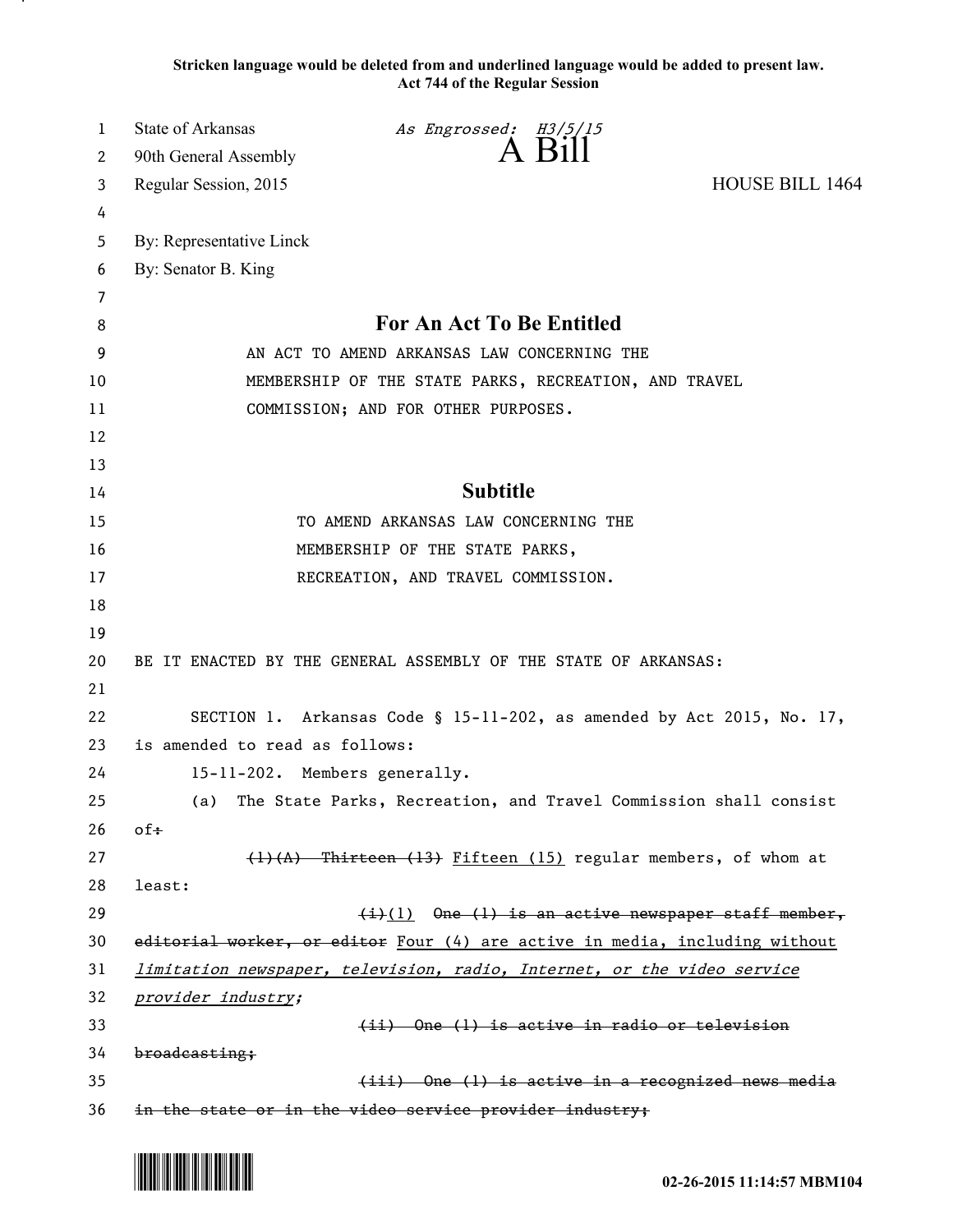Stricken language would be deleted from and underlined language would be added to present law.
Act 744 of the Regular Session

State of Arkansas
90th General Assembly
Regular Session, 2015

*As Engrossed: H3/5/15*

A Bill

HOUSE BILL 1464

By: Representative Linck
By: Senator B. King

## For An Act To Be Entitled

AN ACT TO AMEND ARKANSAS LAW CONCERNING THE MEMBERSHIP OF THE STATE PARKS, RECREATION, AND TRAVEL COMMISSION; AND FOR OTHER PURPOSES.

## Subtitle

TO AMEND ARKANSAS LAW CONCERNING THE MEMBERSHIP OF THE STATE PARKS, RECREATION, AND TRAVEL COMMISSION.

BE IT ENACTED BY THE GENERAL ASSEMBLY OF THE STATE OF ARKANSAS:

SECTION 1. Arkansas Code § 15-11-202, as amended by Act 2015, No. 17, is amended to read as follows:

15-11-202. Members generally.

(a) The State Parks, Recreation, and Travel Commission shall consist of~~:~~

~~(1)(A) Thirteen (13)~~ <u>Fifteen (15)</u> regular members, of whom at least:

~~(i)~~<u>(1)</u> ~~One (1) is an active newspaper staff member, editorial worker, or editor~~ <u>Four (4) are active in media, including without limitation newspaper, television, radio, Internet, or the video service provider industry;</u>

~~(ii) One (1) is active in radio or television broadcasting;~~

~~(iii) One (1) is active in a recognized news media in the state or in the video service provider industry;~~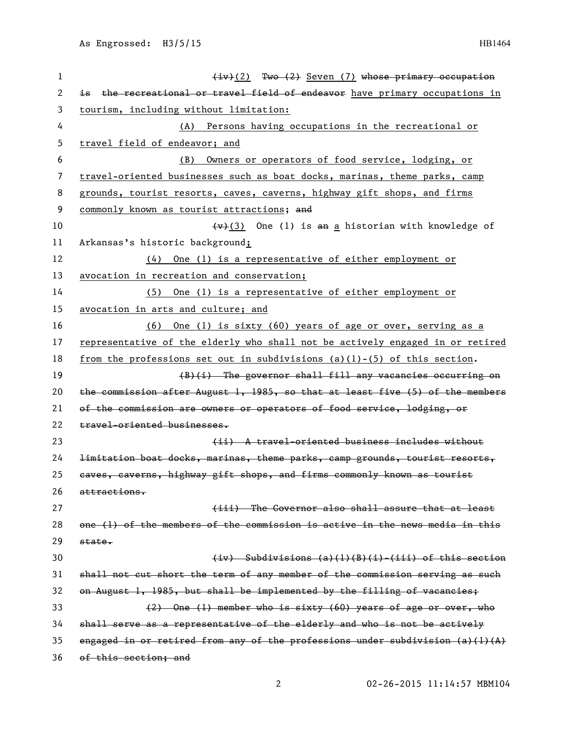~~(iv)~~(2) ~~Two (2)~~ Seven (7) ~~whose primary occupation is the recreational or travel field of endeavor~~ have primary occupations in tourism, including without limitation:

(A) Persons having occupations in the recreational or travel field of endeavor; and

(B) Owners or operators of food service, lodging, or travel-oriented businesses such as boat docks, marinas, theme parks, camp grounds, tourist resorts, caves, caverns, highway gift shops, and firms commonly known as tourist attractions; ~~and~~

~~(v)~~(3) One (1) is ~~an~~ a historian with knowledge of Arkansas's historic background;

(4) One (1) is a representative of either employment or avocation in recreation and conservation;

(5) One (1) is a representative of either employment or avocation in arts and culture; and

(6) One (1) is sixty (60) years of age or over, serving as a representative of the elderly who shall not be actively engaged in or retired from the professions set out in subdivisions (a)(1)-(5) of this section.

~~(B)(i) The governor shall fill any vacancies occurring on the commission after August 1, 1985, so that at least five (5) of the members of the commission are owners or operators of food service, lodging, or travel-oriented businesses.~~

~~(ii) A travel-oriented business includes without limitation boat docks, marinas, theme parks, camp grounds, tourist resorts, caves, caverns, highway gift shops, and firms commonly known as tourist attractions.~~

~~(iii) The Governor also shall assure that at least one (1) of the members of the commission is active in the news media in this state.~~

~~(iv) Subdivisions (a)(1)(B)(i)-(iii) of this section shall not cut short the term of any member of the commission serving as such on August 1, 1985, but shall be implemented by the filling of vacancies;~~

~~(2) One (1) member who is sixty (60) years of age or over, who shall serve as a representative of the elderly and who is not be actively engaged in or retired from any of the professions under subdivision (a)(1)(A) of this section; and~~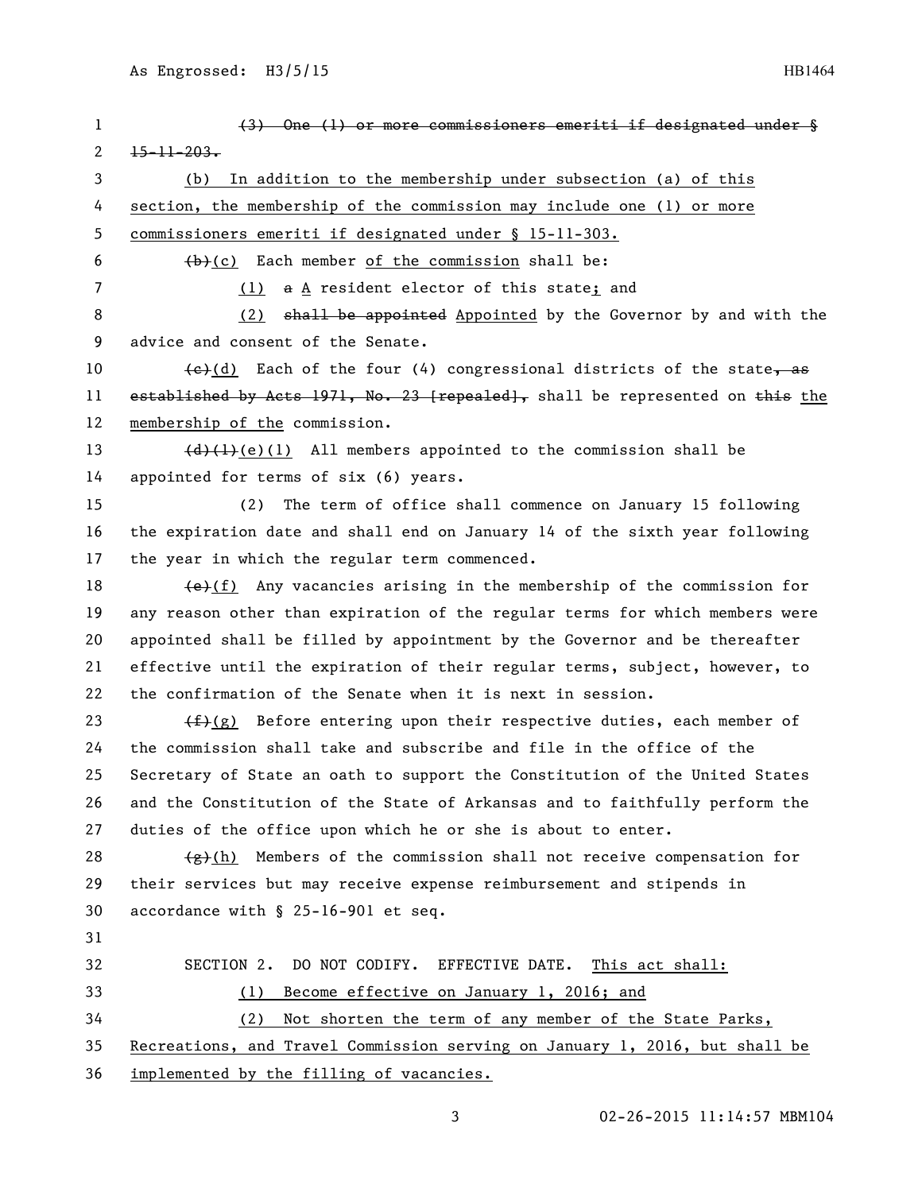~~(3) One (1) or more commissioners emeriti if designated under § 15-11-203.~~

(b) In addition to the membership under subsection (a) of this section, the membership of the commission may include one (1) or more commissioners emeriti if designated under § 15-11-303.

~~(b)~~(c) Each member of the commission shall be:

(1) ~~a~~ A resident elector of this state; and

(2) ~~shall be appointed~~ Appointed by the Governor by and with the advice and consent of the Senate.

~~(c)~~(d) Each of the four (4) congressional districts of the state~~, as established by Acts 1971, No. 23 [repealed],~~ shall be represented on ~~this~~ the membership of the commission.

~~(d)(1)~~(e)(1) All members appointed to the commission shall be appointed for terms of six (6) years.

(2) The term of office shall commence on January 15 following the expiration date and shall end on January 14 of the sixth year following the year in which the regular term commenced.

~~(e)~~(f) Any vacancies arising in the membership of the commission for any reason other than expiration of the regular terms for which members were appointed shall be filled by appointment by the Governor and be thereafter effective until the expiration of their regular terms, subject, however, to the confirmation of the Senate when it is next in session.

~~(f)~~(g) Before entering upon their respective duties, each member of the commission shall take and subscribe and file in the office of the Secretary of State an oath to support the Constitution of the United States and the Constitution of the State of Arkansas and to faithfully perform the duties of the office upon which he or she is about to enter.

~~(g)~~(h) Members of the commission shall not receive compensation for their services but may receive expense reimbursement and stipends in accordance with § 25-16-901 et seq.

SECTION 2. DO NOT CODIFY. EFFECTIVE DATE. This act shall:

(1) Become effective on January 1, 2016; and

(2) Not shorten the term of any member of the State Parks, Recreations, and Travel Commission serving on January 1, 2016, but shall be implemented by the filling of vacancies.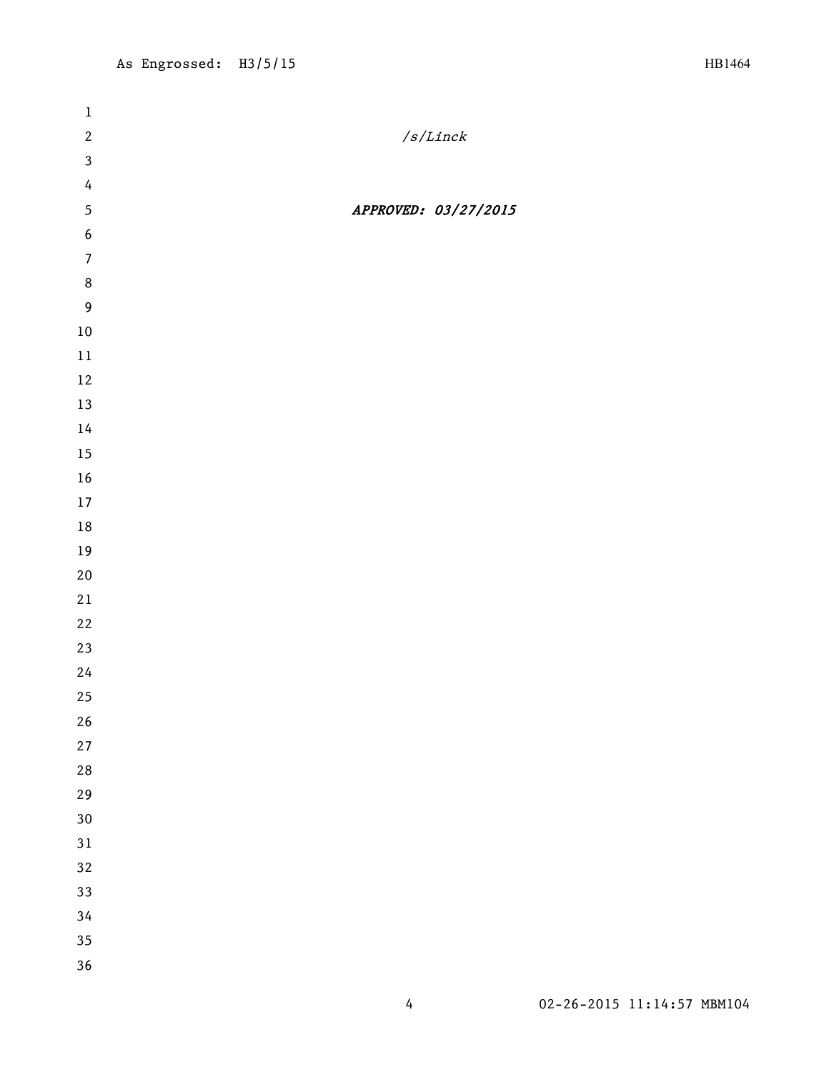*/s/Linck*

***APPROVED: 03/27/2015***